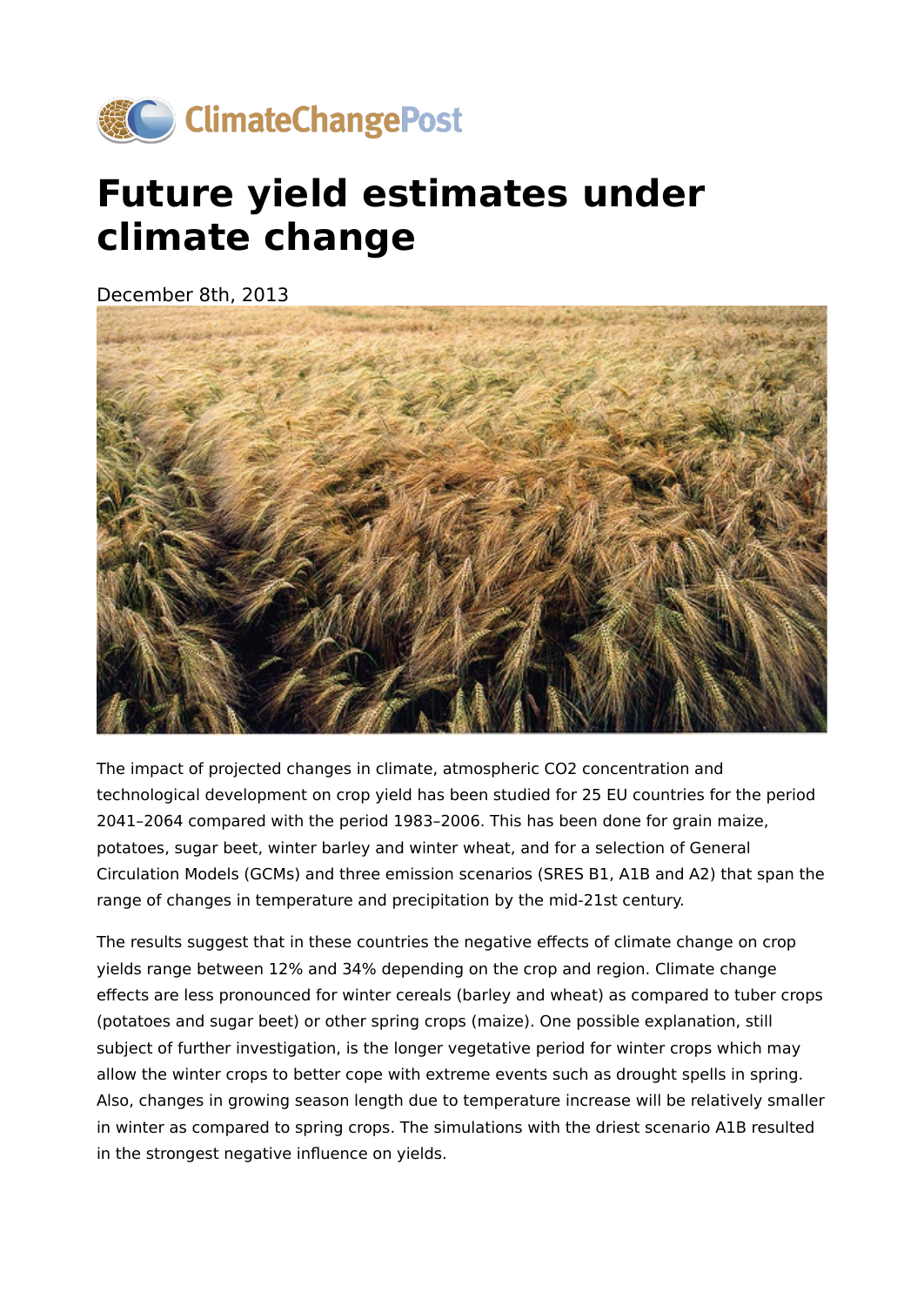ClimateChangePost

# Future yield estimates under climate change

December 8th, 2013

The impact of projected changes in climate, atmospheric $CO_2$ concentration and technological development on crop yield has been studied for 25 EU countries for the period 2041–2064 compared with the period 1983–2006. This has been done for grain maize, potatoes, sugar beet, winter barley and winter wheat, and for a selection of General Circulation Models (GCMs) and three emission scenarios (SRES B1, A1B and A2) that span the range of changes in temperature and precipitation by the mid-21st century.

The results suggest that in these countries the negative effects of climate change on crop yields range between 12% and 34% depending on the crop and region. Climate change effects are less pronounced for winter cereals (barley and wheat) as compared to tuber crops (potatoes and sugar beet) or other spring crops (maize). One possible explanation, still subject of further investigation, is the longer vegetative period for winter crops which may allow the winter crops to better cope with extreme events such as drought spells in spring. Also, changes in growing season length due to temperature increase will be relatively smaller in winter as compared to spring crops. The simulations with the driest scenario A1B resulted in the strongest negative influence on yields.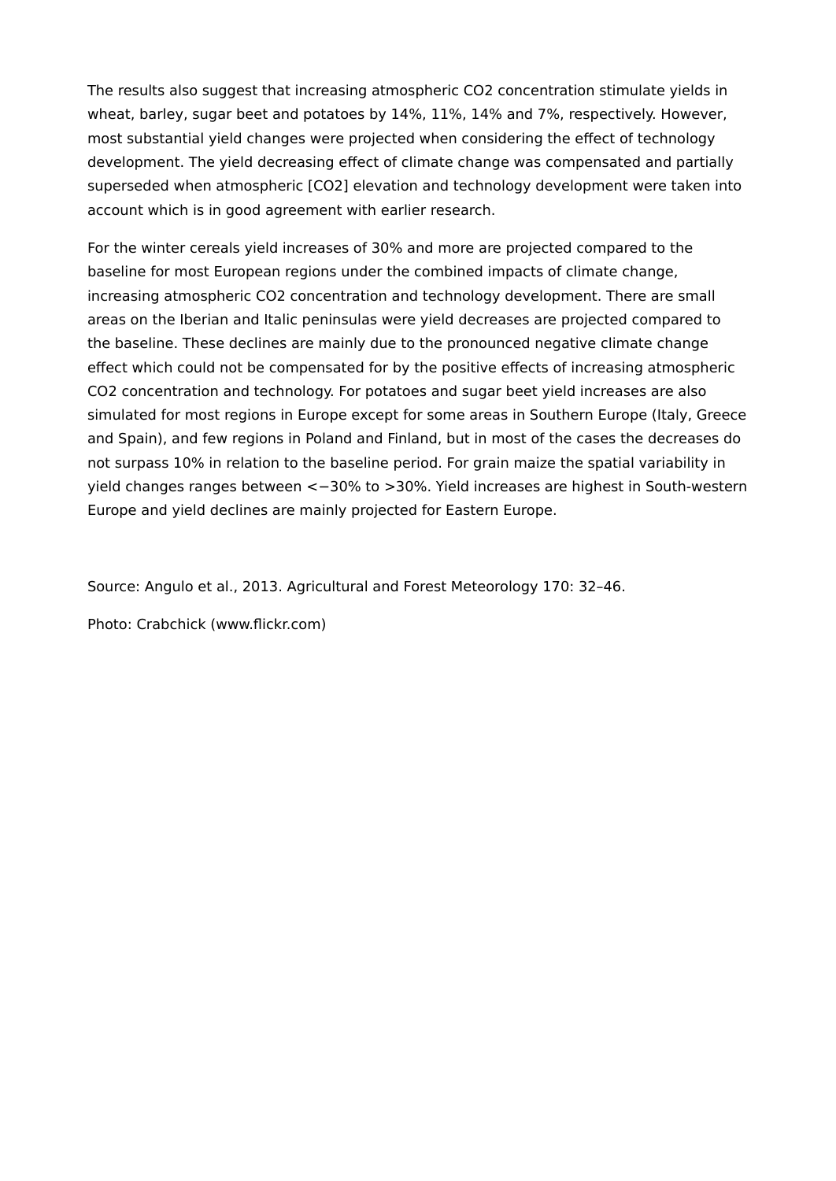The results also suggest that increasing atmospheric $CO_2$ concentration stimulate yields in wheat, barley, sugar beet and potatoes by 14%, 11%, 14% and 7%, respectively. However, most substantial yield changes were projected when considering the effect of technology development. The yield decreasing effect of climate change was compensated and partially superseded when atmospheric [$CO_2$] elevation and technology development were taken into account which is in good agreement with earlier research.

For the winter cereals yield increases of 30% and more are projected compared to the baseline for most European regions under the combined impacts of climate change, increasing atmospheric $CO_2$ concentration and technology development. There are small areas on the Iberian and Italic peninsulas were yield decreases are projected compared to the baseline. These declines are mainly due to the pronounced negative climate change effect which could not be compensated for by the positive effects of increasing atmospheric $CO_2$ concentration and technology. For potatoes and sugar beet yield increases are also simulated for most regions in Europe except for some areas in Southern Europe (Italy, Greece and Spain), and few regions in Poland and Finland, but in most of the cases the decreases do not surpass 10% in relation to the baseline period. For grain maize the spatial variability in yield changes ranges between $<-30\%$ to $>30\%$. Yield increases are highest in South-western Europe and yield declines are mainly projected for Eastern Europe.

Source: Angulo et al., 2013. Agricultural and Forest Meteorology 170: 32–46.

Photo: Crabchick (www.flickr.com)